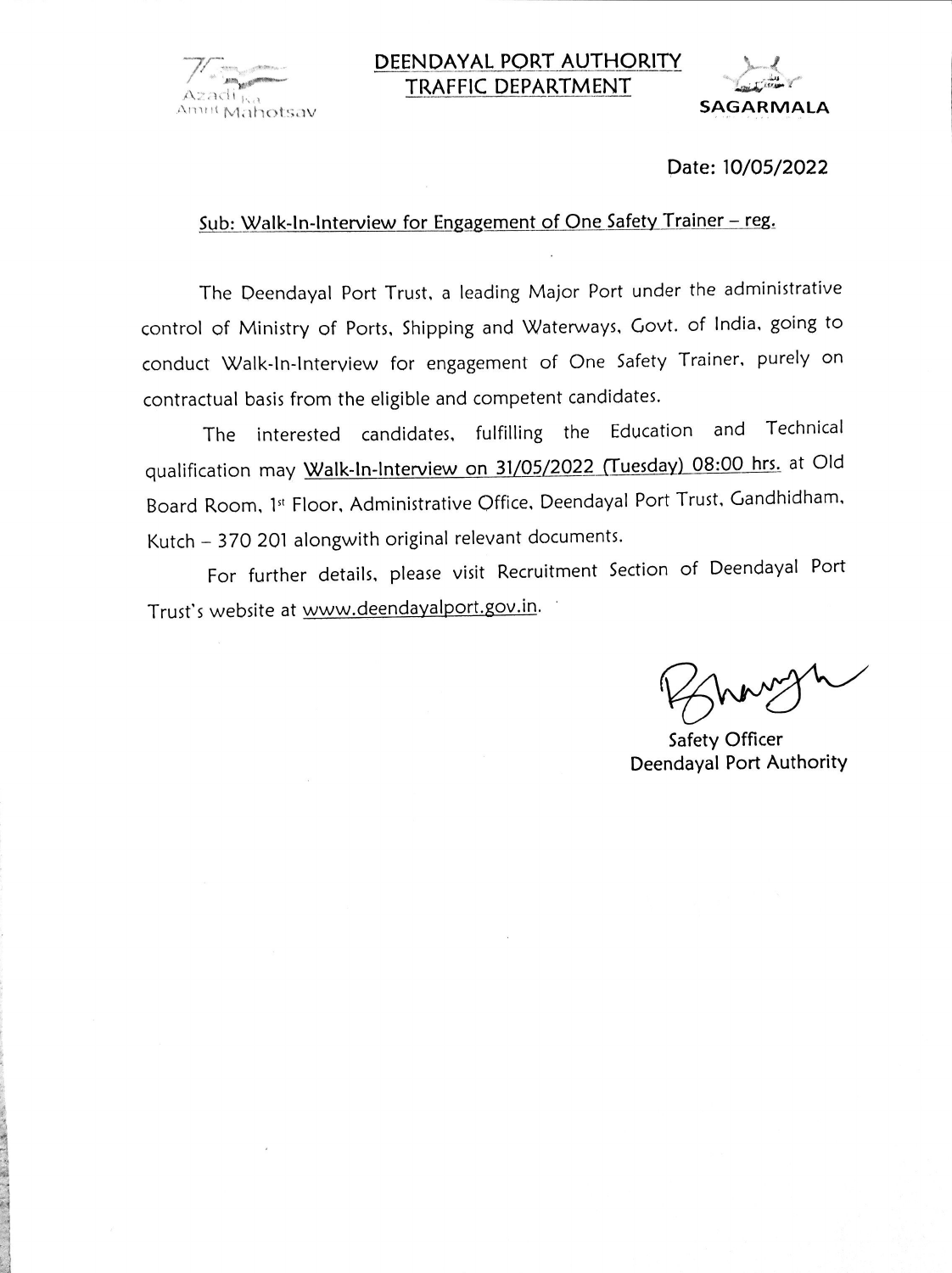Azadi Ka Amrit Mahotsav

# DEENDAYAL PORT AUTHORITY
## TRAFFIC DEPARTMENT

SAGARMALA

Date: 10/05/2022

**Sub: Walk-In-Interview for Engagement of One Safety Trainer – reg.**

The Deendayal Port Trust, a leading Major Port under the administrative control of Ministry of Ports, Shipping and Waterways, Govt. of India, going to conduct Walk-In-Interview for engagement of One Safety Trainer, purely on contractual basis from the eligible and competent candidates.

The interested candidates, fulfilling the Education and Technical qualification may Walk-In-Interview on 31/05/2022 (Tuesday) 08:00 hrs. at Old Board Room, 1st Floor, Administrative Office, Deendayal Port Trust, Gandhidham, Kutch – 370 201 alongwith original relevant documents.

For further details, please visit Recruitment Section of Deendayal Port Trust's website at www.deendayalport.gov.in.

Safety Officer
Deendayal Port Authority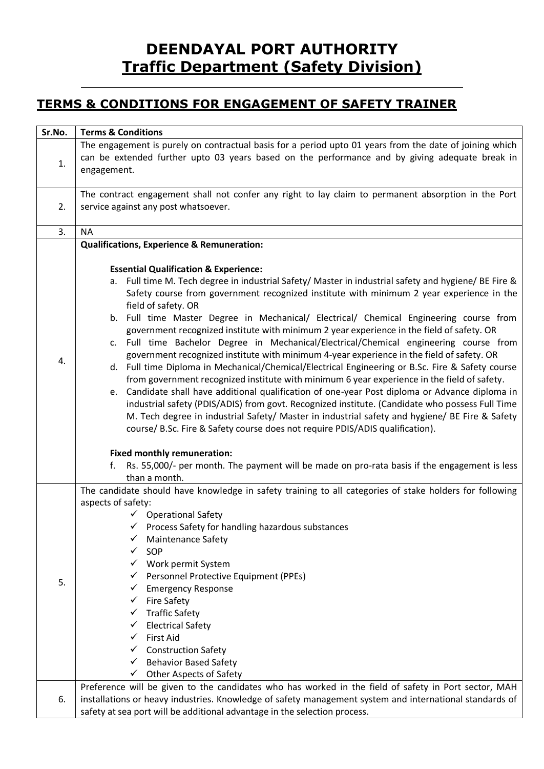# DEENDAYAL PORT AUTHORITY
## Traffic Department (Safety Division)

## TERMS & CONDITIONS FOR ENGAGEMENT OF SAFETY TRAINER

| Sr.No. | Terms & Conditions |
|---|---|
| 1. | The engagement is purely on contractual basis for a period upto 01 years from the date of joining which can be extended further upto 03 years based on the performance and by giving adequate break in engagement. |
| 2. | The contract engagement shall not confer any right to lay claim to permanent absorption in the Port service against any post whatsoever. |
| 3. | NA |
| 4. | **Qualifications, Experience & Remuneration:**<br><br>**Essential Qualification & Experience:**<br>a. Full time M. Tech degree in industrial Safety/ Master in industrial safety and hygiene/ BE Fire & Safety course from government recognized institute with minimum 2 year experience in the field of safety. OR<br>b. Full time Master Degree in Mechanical/ Electrical/ Chemical Engineering course from government recognized institute with minimum 2 year experience in the field of safety. OR<br>c. Full time Bachelor Degree in Mechanical/Electrical/Chemical engineering course from government recognized institute with minimum 4-year experience in the field of safety. OR<br>d. Full time Diploma in Mechanical/Chemical/Electrical Engineering or B.Sc. Fire & Safety course from government recognized institute with minimum 6 year experience in the field of safety.<br>e. Candidate shall have additional qualification of one-year Post diploma or Advance diploma in industrial safety (PDIS/ADIS) from govt. Recognized institute. (Candidate who possess Full Time M. Tech degree in industrial Safety/ Master in industrial safety and hygiene/ BE Fire & Safety course/ B.Sc. Fire & Safety course does not require PDIS/ADIS qualification).<br><br>**Fixed monthly remuneration:**<br>f. Rs. 55,000/- per month. The payment will be made on pro-rata basis if the engagement is less than a month. |
| 5. | The candidate should have knowledge in safety training to all categories of stake holders for following aspects of safety:<br>✓ Operational Safety<br>✓ Process Safety for handling hazardous substances<br>✓ Maintenance Safety<br>✓ SOP<br>✓ Work permit System<br>✓ Personnel Protective Equipment (PPEs)<br>✓ Emergency Response<br>✓ Fire Safety<br>✓ Traffic Safety<br>✓ Electrical Safety<br>✓ First Aid<br>✓ Construction Safety<br>✓ Behavior Based Safety<br>✓ Other Aspects of Safety |
| 6. | Preference will be given to the candidates who has worked in the field of safety in Port sector, MAH installations or heavy industries. Knowledge of safety management system and international standards of safety at sea port will be additional advantage in the selection process. |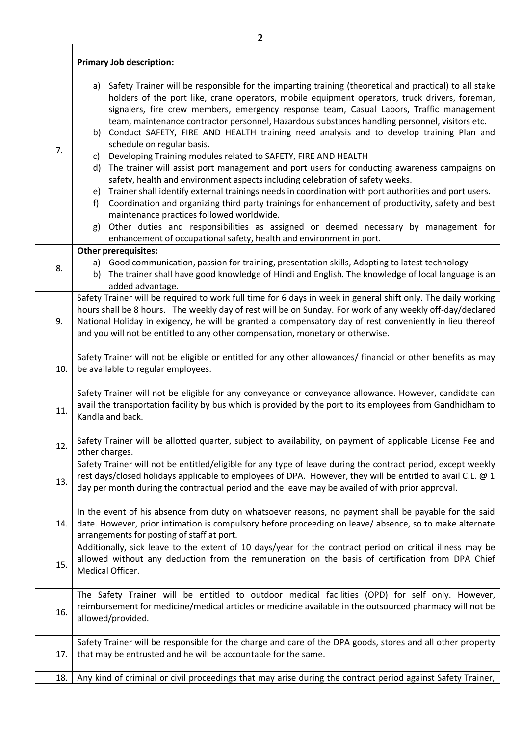| | |
|---|---|
| 7. | **Primary Job description:**<br><br>a) Safety Trainer will be responsible for the imparting training (theoretical and practical) to all stake holders of the port like, crane operators, mobile equipment operators, truck drivers, foreman, signalers, fire crew members, emergency response team, Casual Labors, Traffic management team, maintenance contractor personnel, Hazardous substances handling personnel, visitors etc.<br>b) Conduct SAFETY, FIRE AND HEALTH training need analysis and to develop training Plan and schedule on regular basis.<br>c) Developing Training modules related to SAFETY, FIRE AND HEALTH<br>d) The trainer will assist port management and port users for conducting awareness campaigns on safety, health and environment aspects including celebration of safety weeks.<br>e) Trainer shall identify external trainings needs in coordination with port authorities and port users.<br>f) Coordination and organizing third party trainings for enhancement of productivity, safety and best maintenance practices followed worldwide.<br>g) Other duties and responsibilities as assigned or deemed necessary by management for enhancement of occupational safety, health and environment in port. |
| 8. | **Other prerequisites:**<br>a) Good communication, passion for training, presentation skills, Adapting to latest technology<br>b) The trainer shall have good knowledge of Hindi and English. The knowledge of local language is an added advantage. |
| 9. | Safety Trainer will be required to work full time for 6 days in week in general shift only. The daily working hours shall be 8 hours. The weekly day of rest will be on Sunday. For work of any weekly off-day/declared National Holiday in exigency, he will be granted a compensatory day of rest conveniently in lieu thereof and you will not be entitled to any other compensation, monetary or otherwise. |
| 10. | Safety Trainer will not be eligible or entitled for any other allowances/ financial or other benefits as may be available to regular employees. |
| 11. | Safety Trainer will not be eligible for any conveyance or conveyance allowance. However, candidate can avail the transportation facility by bus which is provided by the port to its employees from Gandhidham to Kandla and back. |
| 12. | Safety Trainer will be allotted quarter, subject to availability, on payment of applicable License Fee and other charges. |
| 13. | Safety Trainer will not be entitled/eligible for any type of leave during the contract period, except weekly rest days/closed holidays applicable to employees of DPA. However, they will be entitled to avail C.L. @ 1 day per month during the contractual period and the leave may be availed of with prior approval. |
| 14. | In the event of his absence from duty on whatsoever reasons, no payment shall be payable for the said date. However, prior intimation is compulsory before proceeding on leave/ absence, so to make alternate arrangements for posting of staff at port. |
| 15. | Additionally, sick leave to the extent of 10 days/year for the contract period on critical illness may be allowed without any deduction from the remuneration on the basis of certification from DPA Chief Medical Officer. |
| 16. | The Safety Trainer will be entitled to outdoor medical facilities (OPD) for self only. However, reimbursement for medicine/medical articles or medicine available in the outsourced pharmacy will not be allowed/provided. |
| 17. | Safety Trainer will be responsible for the charge and care of the DPA goods, stores and all other property that may be entrusted and he will be accountable for the same. |
| 18. | Any kind of criminal or civil proceedings that may arise during the contract period against Safety Trainer, |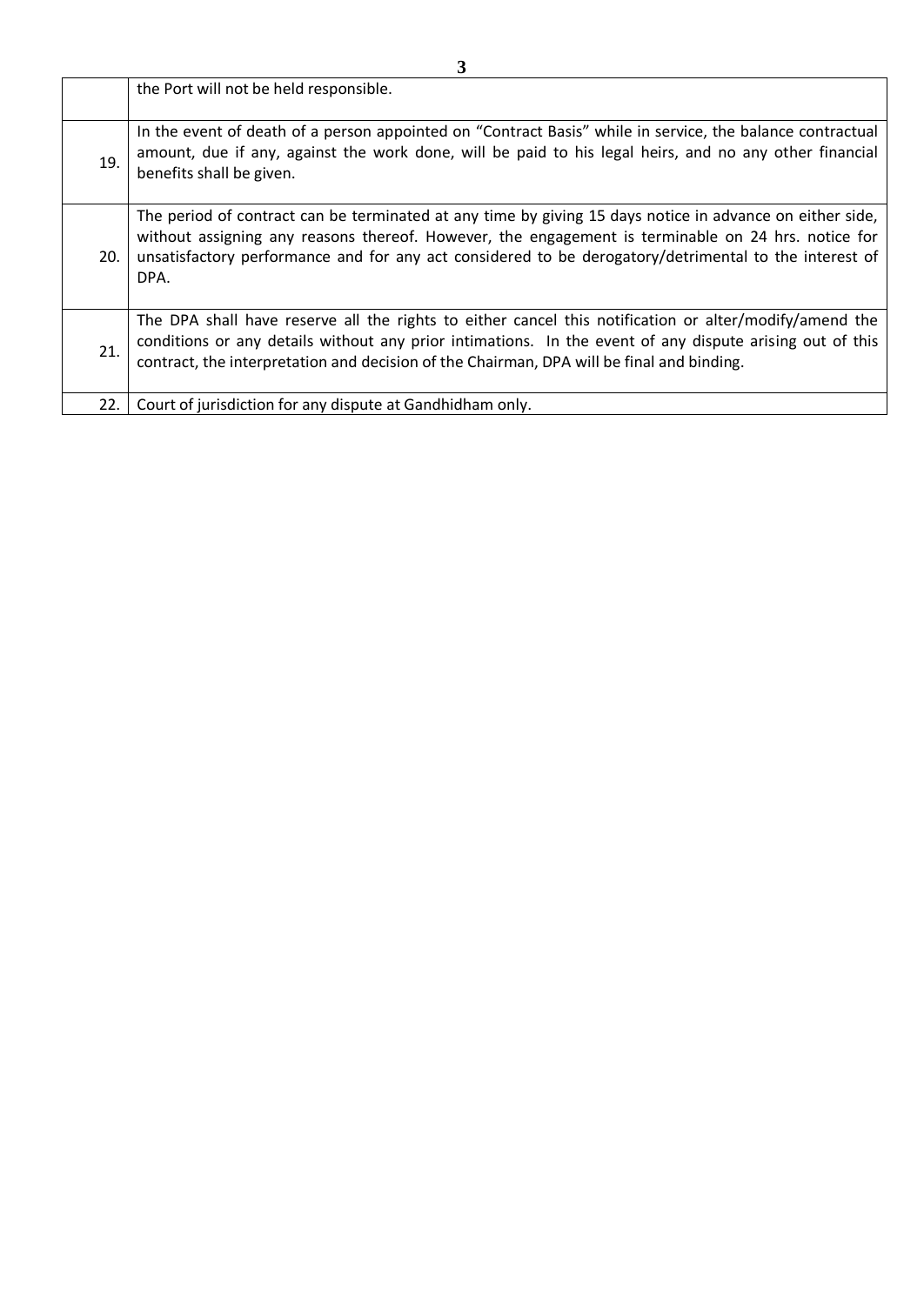| | |
|---|---|
| | the Port will not be held responsible. |
| 19. | In the event of death of a person appointed on "Contract Basis" while in service, the balance contractual amount, due if any, against the work done, will be paid to his legal heirs, and no any other financial benefits shall be given. |
| 20. | The period of contract can be terminated at any time by giving 15 days notice in advance on either side, without assigning any reasons thereof. However, the engagement is terminable on 24 hrs. notice for unsatisfactory performance and for any act considered to be derogatory/detrimental to the interest of DPA. |
| 21. | The DPA shall have reserve all the rights to either cancel this notification or alter/modify/amend the conditions or any details without any prior intimations. In the event of any dispute arising out of this contract, the interpretation and decision of the Chairman, DPA will be final and binding. |
| 22. | Court of jurisdiction for any dispute at Gandhidham only. |